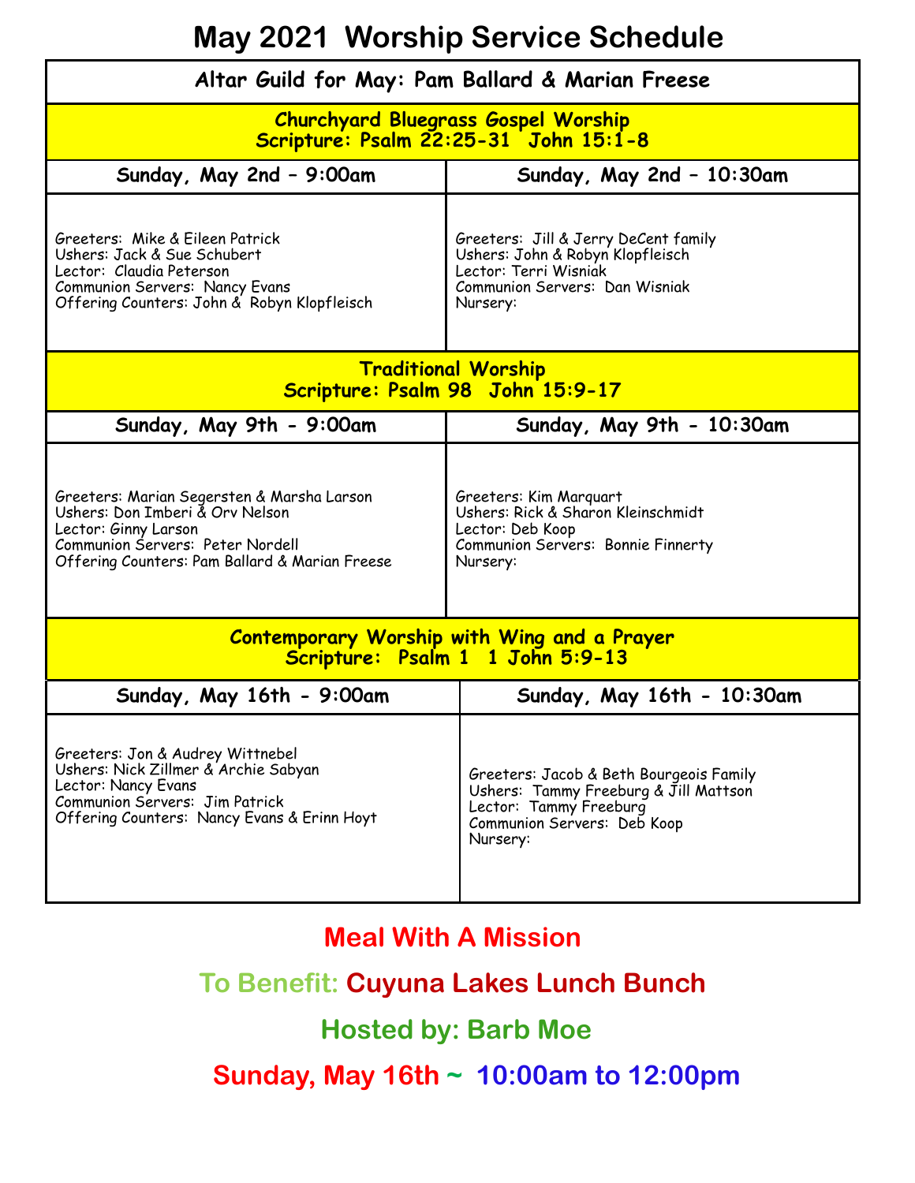# May 2021 Worship Service Schedule

**Altar Guild for May: Pam Ballard & Marian Freese**

## Churchyard Bluegrass Gospel Worship

**Scripture: Psalm 22:25-31 John 15:1-8**

| Sunday, May 2nd – 9:00am | Sunday, May 2nd – 10:30am |
|---|---|
| Greeters: Mike & Eileen Patrick<br>Ushers: Jack & Sue Schubert<br>Lector: Claudia Peterson<br>Communion Servers: Nancy Evans<br>Offering Counters: John & Robyn Klopfleisch | Greeters: Jill & Jerry DeCent family<br>Ushers: John & Robyn Klopfleisch<br>Lector: Terri Wisniak<br>Communion Servers: Dan Wisniak<br>Nursery: |

## Traditional Worship

**Scripture: Psalm 98 John 15:9-17**

| Sunday, May 9th - 9:00am | Sunday, May 9th - 10:30am |
|---|---|
| Greeters: Marian Segersten & Marsha Larson<br>Ushers: Don Imberi & Orv Nelson<br>Lector: Ginny Larson<br>Communion Servers: Peter Nordell<br>Offering Counters: Pam Ballard & Marian Freese | Greeters: Kim Marquart<br>Ushers: Rick & Sharon Kleinschmidt<br>Lector: Deb Koop<br>Communion Servers: Bonnie Finnerty<br>Nursery: |

## Contemporary Worship with Wing and a Prayer

**Scripture: Psalm 1 1 John 5:9-13**

| Sunday, May 16th - 9:00am | Sunday, May 16th - 10:30am |
|---|---|
| Greeters: Jon & Audrey Wittnebel<br>Ushers: Nick Zillmer & Archie Sabyan<br>Lector: Nancy Evans<br>Communion Servers: Jim Patrick<br>Offering Counters: Nancy Evans & Erinn Hoyt | Greeters: Jacob & Beth Bourgeois Family<br>Ushers: Tammy Freeburg & Jill Mattson<br>Lector: Tammy Freeburg<br>Communion Servers: Deb Koop<br>Nursery: |

## Meal With A Mission

**To Benefit: Cuyuna Lakes Lunch Bunch**

**Hosted by: Barb Moe**

**Sunday, May 16th ~ 10:00am to 12:00pm**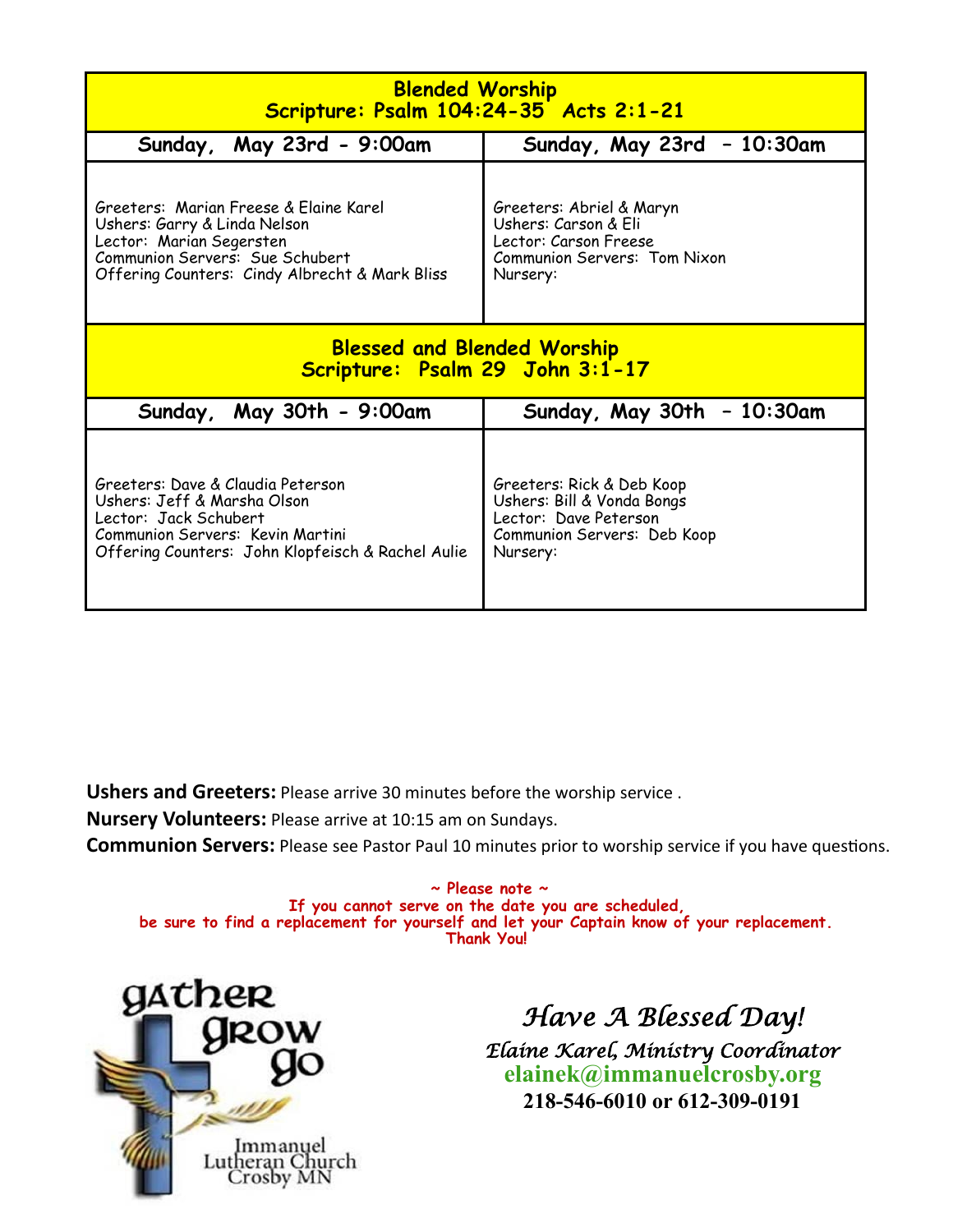| Blended Worship<br>Scripture: Psalm 104:24-35 Acts 2:1-21 | |
|---|---|
| **Sunday, May 23rd - 9:00am** | **Sunday, May 23rd - 10:30am** |
| Greeters: Marian Freese & Elaine Karel<br>Ushers: Garry & Linda Nelson<br>Lector: Marian Segersten<br>Communion Servers: Sue Schubert<br>Offering Counters: Cindy Albrecht & Mark Bliss | Greeters: Abriel & Maryn<br>Ushers: Carson & Eli<br>Lector: Carson Freese<br>Communion Servers: Tom Nixon<br>Nursery: |

| Blessed and Blended Worship<br>Scripture: Psalm 29 John 3:1-17 | |
|---|---|
| **Sunday, May 30th - 9:00am** | **Sunday, May 30th - 10:30am** |
| Greeters: Dave & Claudia Peterson<br>Ushers: Jeff & Marsha Olson<br>Lector: Jack Schubert<br>Communion Servers: Kevin Martini<br>Offering Counters: John Klopfeisch & Rachel Aulie | Greeters: Rick & Deb Koop<br>Ushers: Bill & Vonda Bongs<br>Lector: Dave Peterson<br>Communion Servers: Deb Koop<br>Nursery: |

**Ushers and Greeters:** Please arrive 30 minutes before the worship service .

**Nursery Volunteers:** Please arrive at 10:15 am on Sundays.

**Communion Servers:** Please see Pastor Paul 10 minutes prior to worship service if you have questions.

**~ Please note ~**
**If you cannot serve on the date you are scheduled,**
**be sure to find a replacement for yourself and let your Captain know of your replacement.**
**Thank You!**

gather grow go

Immanuel Lutheran Church Crosby MN

*Have A Blessed Day!*

*Elaine Karel, Ministry Coordinator*

elainek@immanuelcrosby.org

**218-546-6010 or 612-309-0191**